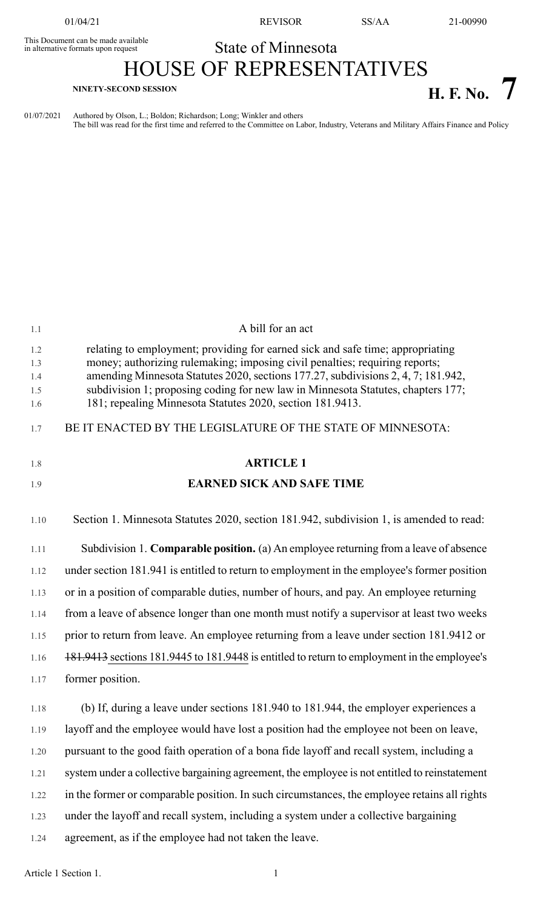This Document can be made available in alternative formats upon request

State of Minnesota

# HOUSE OF REPRESENTATIVES

**NINETY-SECOND SESSION**

**H. F. No. 7**

01/07/2021 Authored by Olson, L.; Boldon; Richardson; Long; Winkler and others
The bill was read for the first time and referred to the Committee on Labor, Industry, Veterans and Military Affairs Finance and Policy

A bill for an act

relating to employment; providing for earned sick and safe time; appropriating money; authorizing rulemaking; imposing civil penalties; requiring reports; amending Minnesota Statutes 2020, sections 177.27, subdivisions 2, 4, 7; 181.942, subdivision 1; proposing coding for new law in Minnesota Statutes, chapters 177; 181; repealing Minnesota Statutes 2020, section 181.9413.

BE IT ENACTED BY THE LEGISLATURE OF THE STATE OF MINNESOTA:

## ARTICLE 1

## EARNED SICK AND SAFE TIME

Section 1. Minnesota Statutes 2020, section 181.942, subdivision 1, is amended to read:

Subdivision 1. **Comparable position.** (a) An employee returning from a leave of absence under section 181.941 is entitled to return to employment in the employee's former position or in a position of comparable duties, number of hours, and pay. An employee returning from a leave of absence longer than one month must notify a supervisor at least two weeks prior to return from leave. An employee returning from a leave under section 181.9412 or ~~181.9413~~ sections 181.9445 to 181.9448 is entitled to return to employment in the employee's former position.

(b) If, during a leave under sections 181.940 to 181.944, the employer experiences a layoff and the employee would have lost a position had the employee not been on leave, pursuant to the good faith operation of a bona fide layoff and recall system, including a system under a collective bargaining agreement, the employee is not entitled to reinstatement in the former or comparable position. In such circumstances, the employee retains all rights under the layoff and recall system, including a system under a collective bargaining agreement, as if the employee had not taken the leave.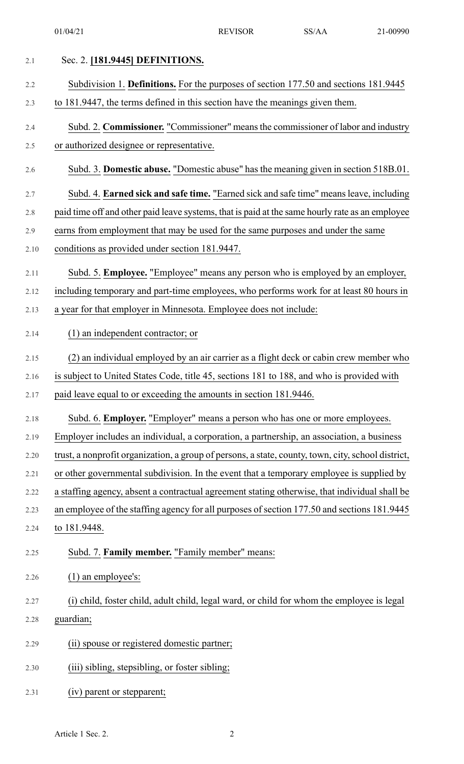Sec. 2. **[181.9445] DEFINITIONS.**

Subdivision 1. **Definitions.** For the purposes of section 177.50 and sections 181.9445 to 181.9447, the terms defined in this section have the meanings given them.

Subd. 2. **Commissioner.** "Commissioner" means the commissioner of labor and industry or authorized designee or representative.

Subd. 3. **Domestic abuse.** "Domestic abuse" has the meaning given in section 518B.01.

Subd. 4. **Earned sick and safe time.** "Earned sick and safe time" means leave, including paid time off and other paid leave systems, that is paid at the same hourly rate as an employee earns from employment that may be used for the same purposes and under the same conditions as provided under section 181.9447.

Subd. 5. **Employee.** "Employee" means any person who is employed by an employer, including temporary and part-time employees, who performs work for at least 80 hours in a year for that employer in Minnesota. Employee does not include:

(1) an independent contractor; or

(2) an individual employed by an air carrier as a flight deck or cabin crew member who is subject to United States Code, title 45, sections 181 to 188, and who is provided with paid leave equal to or exceeding the amounts in section 181.9446.

Subd. 6. **Employer.** "Employer" means a person who has one or more employees. Employer includes an individual, a corporation, a partnership, an association, a business trust, a nonprofit organization, a group of persons, a state, county, town, city, school district, or other governmental subdivision. In the event that a temporary employee is supplied by a staffing agency, absent a contractual agreement stating otherwise, that individual shall be an employee of the staffing agency for all purposes of section 177.50 and sections 181.9445 to 181.9448.

Subd. 7. **Family member.** "Family member" means:

(1) an employee's:

(i) child, foster child, adult child, legal ward, or child for whom the employee is legal guardian;

(ii) spouse or registered domestic partner;

(iii) sibling, stepsibling, or foster sibling;

(iv) parent or stepparent;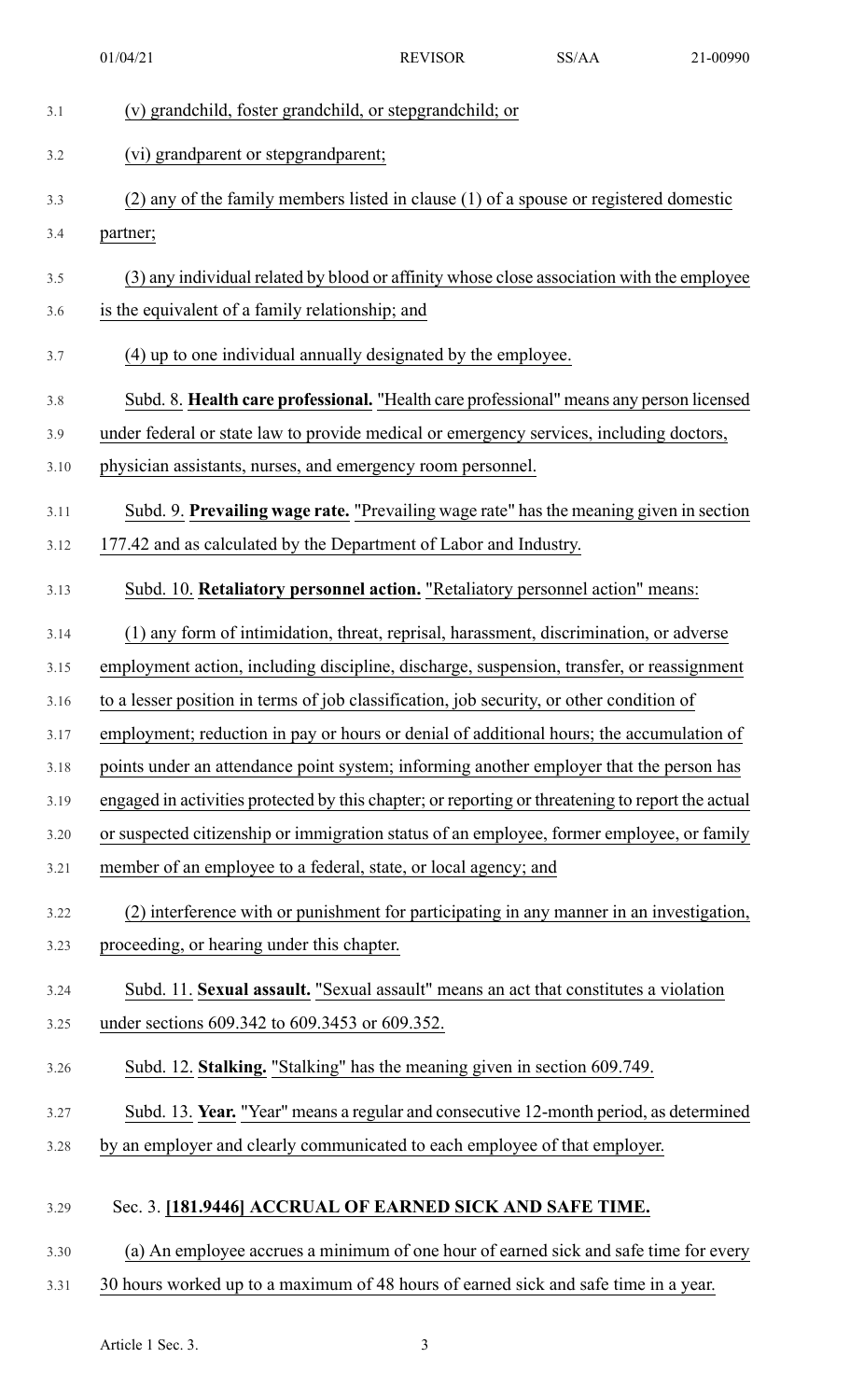(v) grandchild, foster grandchild, or stepgrandchild; or

(vi) grandparent or stepgrandparent;

(2) any of the family members listed in clause (1) of a spouse or registered domestic partner;

(3) any individual related by blood or affinity whose close association with the employee is the equivalent of a family relationship; and

(4) up to one individual annually designated by the employee.

Subd. 8. **Health care professional.** "Health care professional" means any person licensed under federal or state law to provide medical or emergency services, including doctors, physician assistants, nurses, and emergency room personnel.

Subd. 9. **Prevailing wage rate.** "Prevailing wage rate" has the meaning given in section 177.42 and as calculated by the Department of Labor and Industry.

Subd. 10. **Retaliatory personnel action.** "Retaliatory personnel action" means:

(1) any form of intimidation, threat, reprisal, harassment, discrimination, or adverse employment action, including discipline, discharge, suspension, transfer, or reassignment to a lesser position in terms of job classification, job security, or other condition of employment; reduction in pay or hours or denial of additional hours; the accumulation of points under an attendance point system; informing another employer that the person has engaged in activities protected by this chapter; or reporting or threatening to report the actual or suspected citizenship or immigration status of an employee, former employee, or family member of an employee to a federal, state, or local agency; and

(2) interference with or punishment for participating in any manner in an investigation, proceeding, or hearing under this chapter.

Subd. 11. **Sexual assault.** "Sexual assault" means an act that constitutes a violation under sections 609.342 to 609.3453 or 609.352.

Subd. 12. **Stalking.** "Stalking" has the meaning given in section 609.749.

Subd. 13. **Year.** "Year" means a regular and consecutive 12-month period, as determined by an employer and clearly communicated to each employee of that employer.

Sec. 3. **[181.9446] ACCRUAL OF EARNED SICK AND SAFE TIME.**

(a) An employee accrues a minimum of one hour of earned sick and safe time for every 30 hours worked up to a maximum of 48 hours of earned sick and safe time in a year.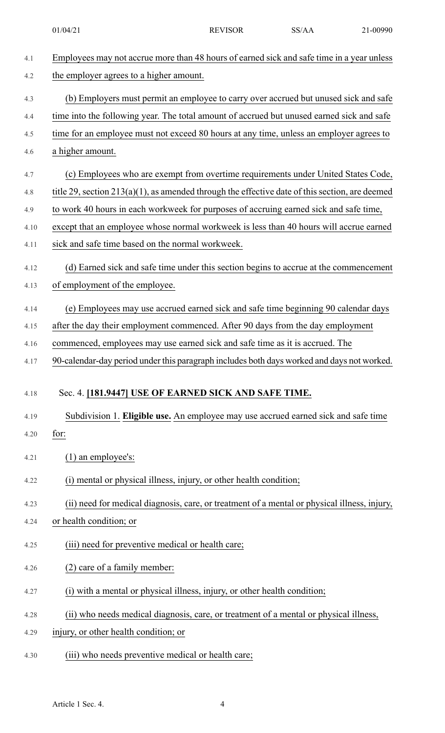Employees may not accrue more than 48 hours of earned sick and safe time in a year unless the employer agrees to a higher amount.

(b) Employers must permit an employee to carry over accrued but unused sick and safe time into the following year. The total amount of accrued but unused earned sick and safe time for an employee must not exceed 80 hours at any time, unless an employer agrees to a higher amount.

(c) Employees who are exempt from overtime requirements under United States Code, title 29, section 213(a)(1), as amended through the effective date of this section, are deemed to work 40 hours in each workweek for purposes of accruing earned sick and safe time, except that an employee whose normal workweek is less than 40 hours will accrue earned sick and safe time based on the normal workweek.

(d) Earned sick and safe time under this section begins to accrue at the commencement of employment of the employee.

(e) Employees may use accrued earned sick and safe time beginning 90 calendar days after the day their employment commenced. After 90 days from the day employment commenced, employees may use earned sick and safe time as it is accrued. The 90-calendar-day period under this paragraph includes both days worked and days not worked.

Sec. 4. **[181.9447] USE OF EARNED SICK AND SAFE TIME.**

Subdivision 1. **Eligible use.** An employee may use accrued earned sick and safe time for:

(1) an employee's:

(i) mental or physical illness, injury, or other health condition;

(ii) need for medical diagnosis, care, or treatment of a mental or physical illness, injury, or health condition; or

(iii) need for preventive medical or health care;

(2) care of a family member:

(i) with a mental or physical illness, injury, or other health condition;

(ii) who needs medical diagnosis, care, or treatment of a mental or physical illness, injury, or other health condition; or

(iii) who needs preventive medical or health care;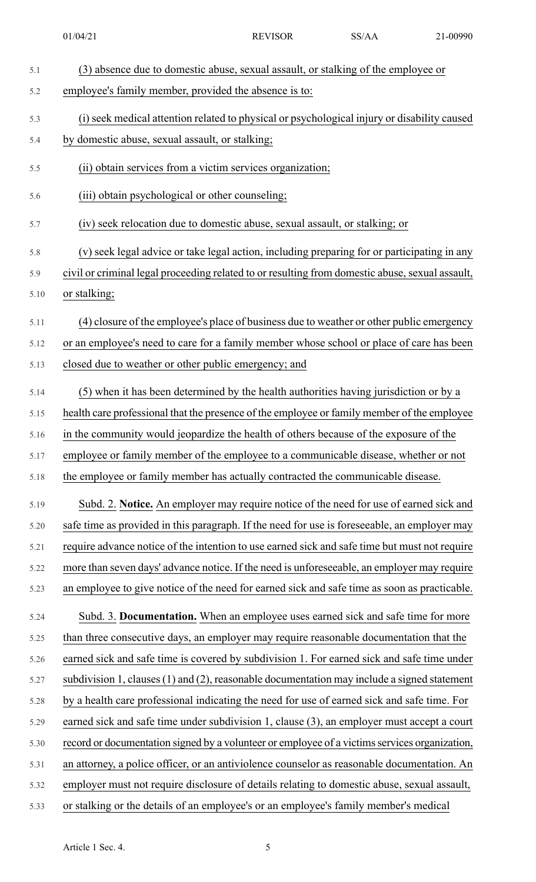(3) absence due to domestic abuse, sexual assault, or stalking of the employee or employee's family member, provided the absence is to:

(i) seek medical attention related to physical or psychological injury or disability caused by domestic abuse, sexual assault, or stalking;

(ii) obtain services from a victim services organization;

(iii) obtain psychological or other counseling;

(iv) seek relocation due to domestic abuse, sexual assault, or stalking; or

(v) seek legal advice or take legal action, including preparing for or participating in any civil or criminal legal proceeding related to or resulting from domestic abuse, sexual assault, or stalking;

(4) closure of the employee's place of business due to weather or other public emergency or an employee's need to care for a family member whose school or place of care has been closed due to weather or other public emergency; and

(5) when it has been determined by the health authorities having jurisdiction or by a health care professional that the presence of the employee or family member of the employee in the community would jeopardize the health of others because of the exposure of the employee or family member of the employee to a communicable disease, whether or not the employee or family member has actually contracted the communicable disease.

Subd. 2. **Notice.** An employer may require notice of the need for use of earned sick and safe time as provided in this paragraph. If the need for use is foreseeable, an employer may require advance notice of the intention to use earned sick and safe time but must not require more than seven days' advance notice. If the need is unforeseeable, an employer may require an employee to give notice of the need for earned sick and safe time as soon as practicable.

Subd. 3. **Documentation.** When an employee uses earned sick and safe time for more than three consecutive days, an employer may require reasonable documentation that the earned sick and safe time is covered by subdivision 1. For earned sick and safe time under subdivision 1, clauses (1) and (2), reasonable documentation may include a signed statement by a health care professional indicating the need for use of earned sick and safe time. For earned sick and safe time under subdivision 1, clause (3), an employer must accept a court record or documentation signed by a volunteer or employee of a victims services organization, an attorney, a police officer, or an antiviolence counselor as reasonable documentation. An employer must not require disclosure of details relating to domestic abuse, sexual assault, or stalking or the details of an employee's or an employee's family member's medical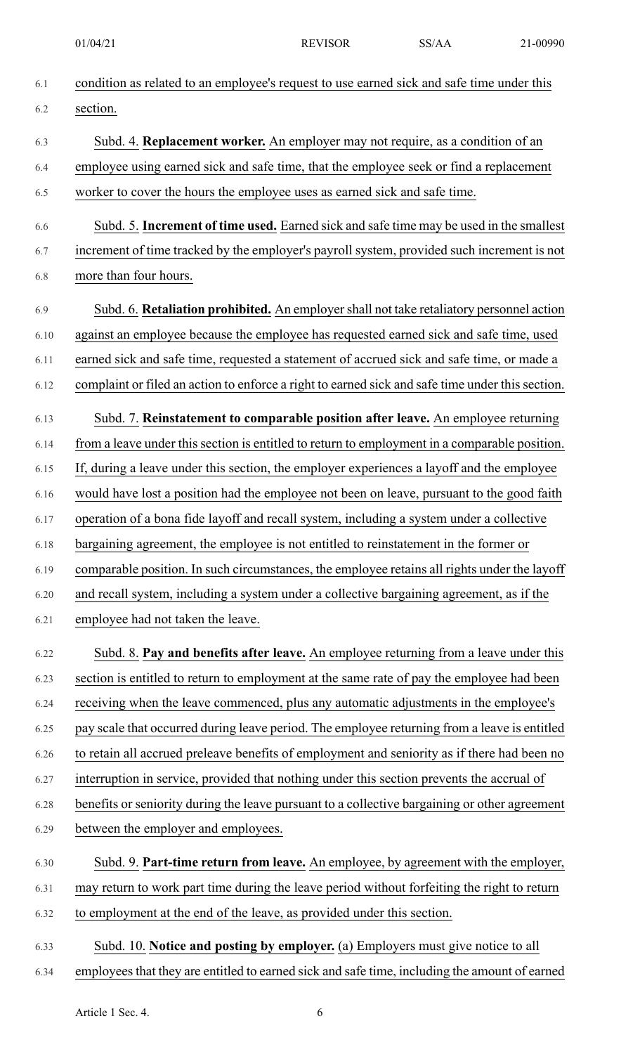condition as related to an employee's request to use earned sick and safe time under this section.

Subd. 4. **Replacement worker.** An employer may not require, as a condition of an employee using earned sick and safe time, that the employee seek or find a replacement worker to cover the hours the employee uses as earned sick and safe time.

Subd. 5. **Increment of time used.** Earned sick and safe time may be used in the smallest increment of time tracked by the employer's payroll system, provided such increment is not more than four hours.

Subd. 6. **Retaliation prohibited.** An employer shall not take retaliatory personnel action against an employee because the employee has requested earned sick and safe time, used earned sick and safe time, requested a statement of accrued sick and safe time, or made a complaint or filed an action to enforce a right to earned sick and safe time under this section.

Subd. 7. **Reinstatement to comparable position after leave.** An employee returning from a leave under this section is entitled to return to employment in a comparable position. If, during a leave under this section, the employer experiences a layoff and the employee would have lost a position had the employee not been on leave, pursuant to the good faith operation of a bona fide layoff and recall system, including a system under a collective bargaining agreement, the employee is not entitled to reinstatement in the former or comparable position. In such circumstances, the employee retains all rights under the layoff and recall system, including a system under a collective bargaining agreement, as if the employee had not taken the leave.

Subd. 8. **Pay and benefits after leave.** An employee returning from a leave under this section is entitled to return to employment at the same rate of pay the employee had been receiving when the leave commenced, plus any automatic adjustments in the employee's pay scale that occurred during leave period. The employee returning from a leave is entitled to retain all accrued preleave benefits of employment and seniority as if there had been no interruption in service, provided that nothing under this section prevents the accrual of benefits or seniority during the leave pursuant to a collective bargaining or other agreement between the employer and employees.

Subd. 9. **Part-time return from leave.** An employee, by agreement with the employer, may return to work part time during the leave period without forfeiting the right to return to employment at the end of the leave, as provided under this section.

Subd. 10. **Notice and posting by employer.** (a) Employers must give notice to all employees that they are entitled to earned sick and safe time, including the amount of earned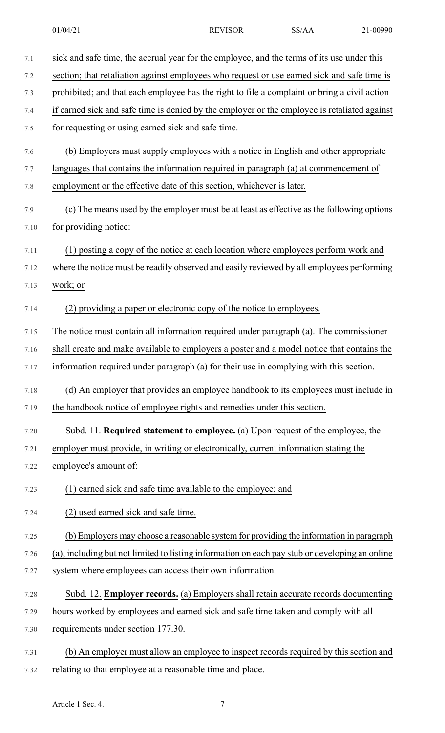sick and safe time, the accrual year for the employee, and the terms of its use under this section; that retaliation against employees who request or use earned sick and safe time is prohibited; and that each employee has the right to file a complaint or bring a civil action if earned sick and safe time is denied by the employer or the employee is retaliated against for requesting or using earned sick and safe time.

(b) Employers must supply employees with a notice in English and other appropriate languages that contains the information required in paragraph (a) at commencement of employment or the effective date of this section, whichever is later.

(c) The means used by the employer must be at least as effective as the following options for providing notice:

(1) posting a copy of the notice at each location where employees perform work and where the notice must be readily observed and easily reviewed by all employees performing work; or

(2) providing a paper or electronic copy of the notice to employees.

The notice must contain all information required under paragraph (a). The commissioner shall create and make available to employers a poster and a model notice that contains the information required under paragraph (a) for their use in complying with this section.

(d) An employer that provides an employee handbook to its employees must include in the handbook notice of employee rights and remedies under this section.

Subd. 11. **Required statement to employee.** (a) Upon request of the employee, the employer must provide, in writing or electronically, current information stating the employee's amount of:

(1) earned sick and safe time available to the employee; and

(2) used earned sick and safe time.

(b) Employers may choose a reasonable system for providing the information in paragraph (a), including but not limited to listing information on each pay stub or developing an online system where employees can access their own information.

Subd. 12. **Employer records.** (a) Employers shall retain accurate records documenting hours worked by employees and earned sick and safe time taken and comply with all requirements under section 177.30.

(b) An employer must allow an employee to inspect records required by this section and relating to that employee at a reasonable time and place.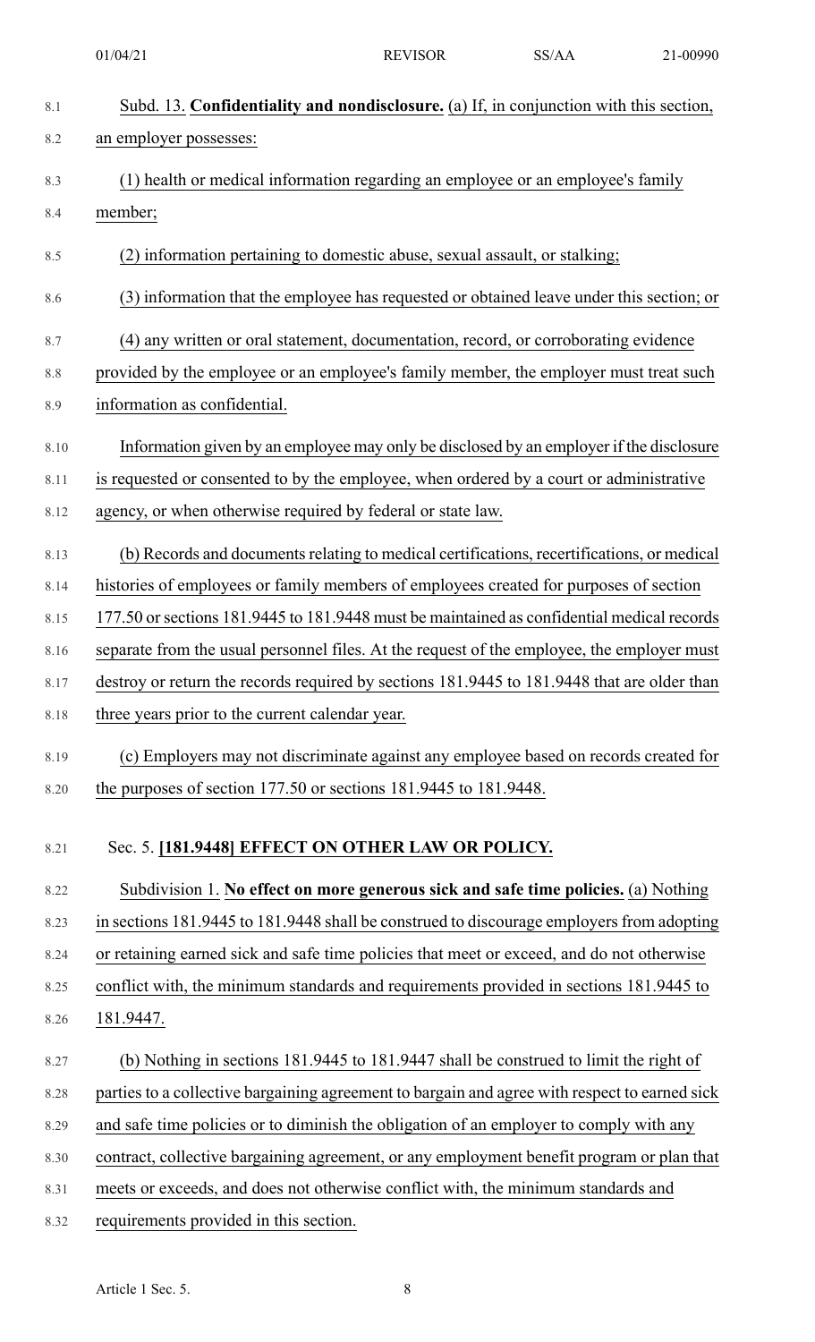Subd. 13. **Confidentiality and nondisclosure.** (a) If, in conjunction with this section, an employer possesses:

(1) health or medical information regarding an employee or an employee's family member;

(2) information pertaining to domestic abuse, sexual assault, or stalking;

(3) information that the employee has requested or obtained leave under this section; or

(4) any written or oral statement, documentation, record, or corroborating evidence provided by the employee or an employee's family member, the employer must treat such information as confidential.

Information given by an employee may only be disclosed by an employer if the disclosure is requested or consented to by the employee, when ordered by a court or administrative agency, or when otherwise required by federal or state law.

(b) Records and documents relating to medical certifications, recertifications, or medical histories of employees or family members of employees created for purposes of section 177.50 or sections 181.9445 to 181.9448 must be maintained as confidential medical records separate from the usual personnel files. At the request of the employee, the employer must destroy or return the records required by sections 181.9445 to 181.9448 that are older than three years prior to the current calendar year.

(c) Employers may not discriminate against any employee based on records created for the purposes of section 177.50 or sections 181.9445 to 181.9448.

Sec. 5. **[181.9448] EFFECT ON OTHER LAW OR POLICY.**

Subdivision 1. **No effect on more generous sick and safe time policies.** (a) Nothing in sections 181.9445 to 181.9448 shall be construed to discourage employers from adopting or retaining earned sick and safe time policies that meet or exceed, and do not otherwise conflict with, the minimum standards and requirements provided in sections 181.9445 to 181.9447.

(b) Nothing in sections 181.9445 to 181.9447 shall be construed to limit the right of parties to a collective bargaining agreement to bargain and agree with respect to earned sick and safe time policies or to diminish the obligation of an employer to comply with any contract, collective bargaining agreement, or any employment benefit program or plan that meets or exceeds, and does not otherwise conflict with, the minimum standards and requirements provided in this section.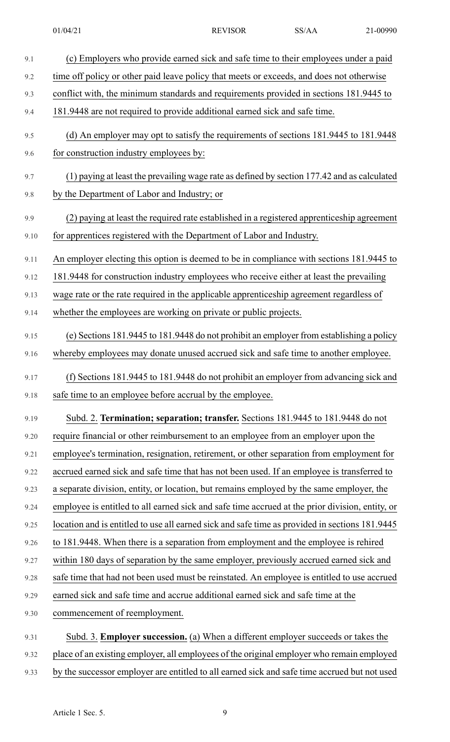(c) Employers who provide earned sick and safe time to their employees under a paid time off policy or other paid leave policy that meets or exceeds, and does not otherwise conflict with, the minimum standards and requirements provided in sections 181.9445 to 181.9448 are not required to provide additional earned sick and safe time.

(d) An employer may opt to satisfy the requirements of sections 181.9445 to 181.9448 for construction industry employees by:

(1) paying at least the prevailing wage rate as defined by section 177.42 and as calculated by the Department of Labor and Industry; or

(2) paying at least the required rate established in a registered apprenticeship agreement for apprentices registered with the Department of Labor and Industry.

An employer electing this option is deemed to be in compliance with sections 181.9445 to 181.9448 for construction industry employees who receive either at least the prevailing wage rate or the rate required in the applicable apprenticeship agreement regardless of whether the employees are working on private or public projects.

(e) Sections 181.9445 to 181.9448 do not prohibit an employer from establishing a policy whereby employees may donate unused accrued sick and safe time to another employee.

(f) Sections 181.9445 to 181.9448 do not prohibit an employer from advancing sick and safe time to an employee before accrual by the employee.

Subd. 2. **Termination; separation; transfer.** Sections 181.9445 to 181.9448 do not require financial or other reimbursement to an employee from an employer upon the employee's termination, resignation, retirement, or other separation from employment for accrued earned sick and safe time that has not been used. If an employee is transferred to a separate division, entity, or location, but remains employed by the same employer, the employee is entitled to all earned sick and safe time accrued at the prior division, entity, or location and is entitled to use all earned sick and safe time as provided in sections 181.9445 to 181.9448. When there is a separation from employment and the employee is rehired within 180 days of separation by the same employer, previously accrued earned sick and safe time that had not been used must be reinstated. An employee is entitled to use accrued earned sick and safe time and accrue additional earned sick and safe time at the commencement of reemployment.

Subd. 3. **Employer succession.** (a) When a different employer succeeds or takes the place of an existing employer, all employees of the original employer who remain employed by the successor employer are entitled to all earned sick and safe time accrued but not used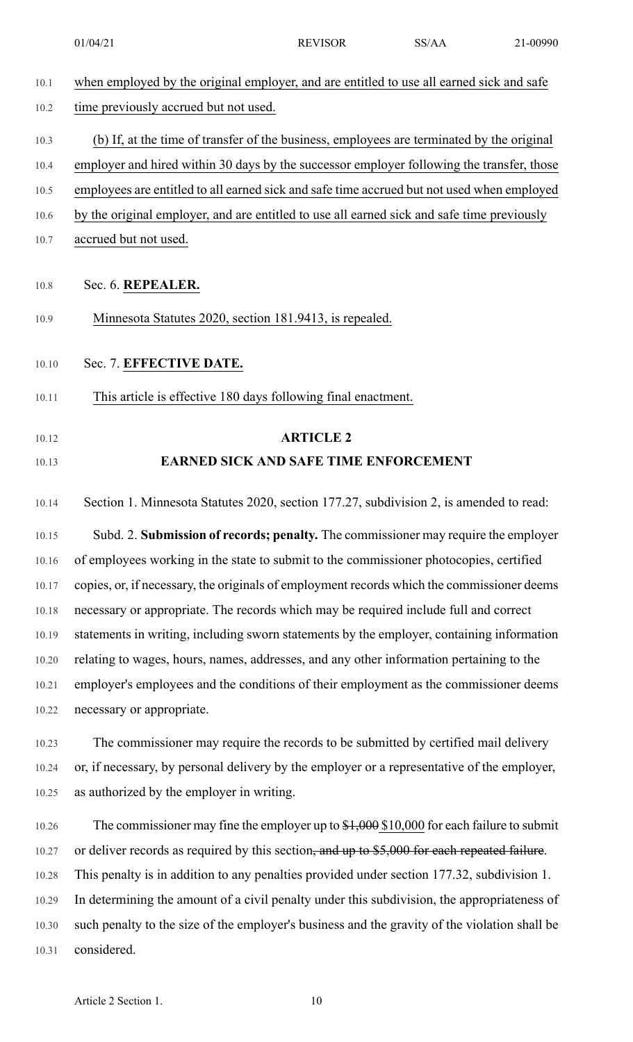when employed by the original employer, and are entitled to use all earned sick and safe time previously accrued but not used.

(b) If, at the time of transfer of the business, employees are terminated by the original employer and hired within 30 days by the successor employer following the transfer, those employees are entitled to all earned sick and safe time accrued but not used when employed by the original employer, and are entitled to use all earned sick and safe time previously accrued but not used.

Sec. 6. **REPEALER.**

Minnesota Statutes 2020, section 181.9413, is repealed.

Sec. 7. **EFFECTIVE DATE.**

This article is effective 180 days following final enactment.

## ARTICLE 2

## EARNED SICK AND SAFE TIME ENFORCEMENT

Section 1. Minnesota Statutes 2020, section 177.27, subdivision 2, is amended to read:

Subd. 2. **Submission of records; penalty.** The commissioner may require the employer of employees working in the state to submit to the commissioner photocopies, certified copies, or, if necessary, the originals of employment records which the commissioner deems necessary or appropriate. The records which may be required include full and correct statements in writing, including sworn statements by the employer, containing information relating to wages, hours, names, addresses, and any other information pertaining to the employer's employees and the conditions of their employment as the commissioner deems necessary or appropriate.

The commissioner may require the records to be submitted by certified mail delivery or, if necessary, by personal delivery by the employer or a representative of the employer, as authorized by the employer in writing.

The commissioner may fine the employer up to ~~$1,000~~ $10,000 for each failure to submit or deliver records as required by this section~~, and up to $5,000 for each repeated failure~~. This penalty is in addition to any penalties provided under section 177.32, subdivision 1. In determining the amount of a civil penalty under this subdivision, the appropriateness of such penalty to the size of the employer's business and the gravity of the violation shall be considered.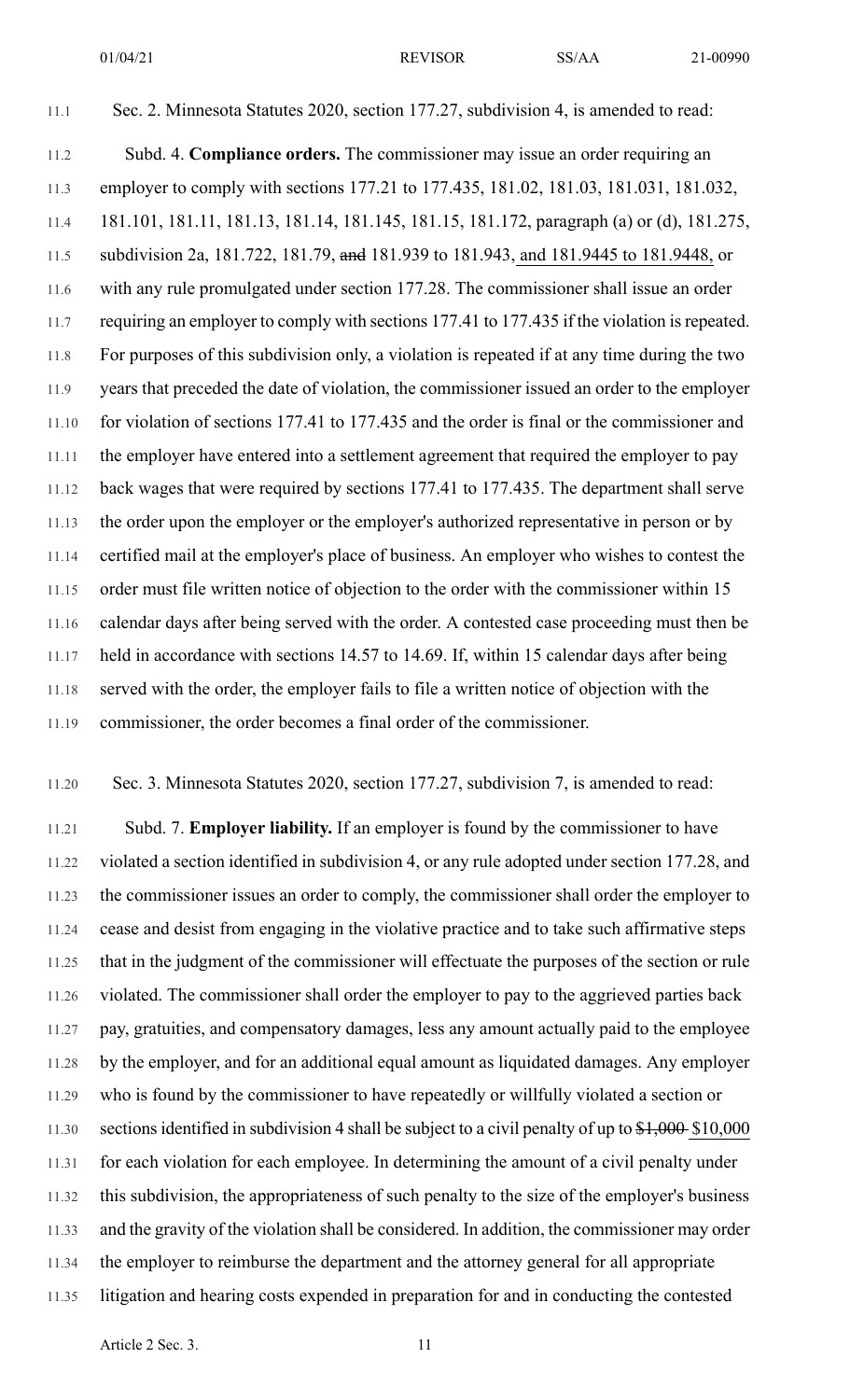Sec. 2. Minnesota Statutes 2020, section 177.27, subdivision 4, is amended to read:

Subd. 4. **Compliance orders.** The commissioner may issue an order requiring an employer to comply with sections 177.21 to 177.435, 181.02, 181.03, 181.031, 181.032, 181.101, 181.11, 181.13, 181.14, 181.145, 181.15, 181.172, paragraph (a) or (d), 181.275, subdivision 2a, 181.722, 181.79, ~~and~~ 181.939 to 181.943, and 181.9445 to 181.9448, or with any rule promulgated under section 177.28. The commissioner shall issue an order requiring an employer to comply with sections 177.41 to 177.435 if the violation is repeated. For purposes of this subdivision only, a violation is repeated if at any time during the two years that preceded the date of violation, the commissioner issued an order to the employer for violation of sections 177.41 to 177.435 and the order is final or the commissioner and the employer have entered into a settlement agreement that required the employer to pay back wages that were required by sections 177.41 to 177.435. The department shall serve the order upon the employer or the employer's authorized representative in person or by certified mail at the employer's place of business. An employer who wishes to contest the order must file written notice of objection to the order with the commissioner within 15 calendar days after being served with the order. A contested case proceeding must then be held in accordance with sections 14.57 to 14.69. If, within 15 calendar days after being served with the order, the employer fails to file a written notice of objection with the commissioner, the order becomes a final order of the commissioner.

Sec. 3. Minnesota Statutes 2020, section 177.27, subdivision 7, is amended to read:

Subd. 7. **Employer liability.** If an employer is found by the commissioner to have violated a section identified in subdivision 4, or any rule adopted under section 177.28, and the commissioner issues an order to comply, the commissioner shall order the employer to cease and desist from engaging in the violative practice and to take such affirmative steps that in the judgment of the commissioner will effectuate the purposes of the section or rule violated. The commissioner shall order the employer to pay to the aggrieved parties back pay, gratuities, and compensatory damages, less any amount actually paid to the employee by the employer, and for an additional equal amount as liquidated damages. Any employer who is found by the commissioner to have repeatedly or willfully violated a section or sections identified in subdivision 4 shall be subject to a civil penalty of up to ~~$1,000~~ $10,000 for each violation for each employee. In determining the amount of a civil penalty under this subdivision, the appropriateness of such penalty to the size of the employer's business and the gravity of the violation shall be considered. In addition, the commissioner may order the employer to reimburse the department and the attorney general for all appropriate litigation and hearing costs expended in preparation for and in conducting the contested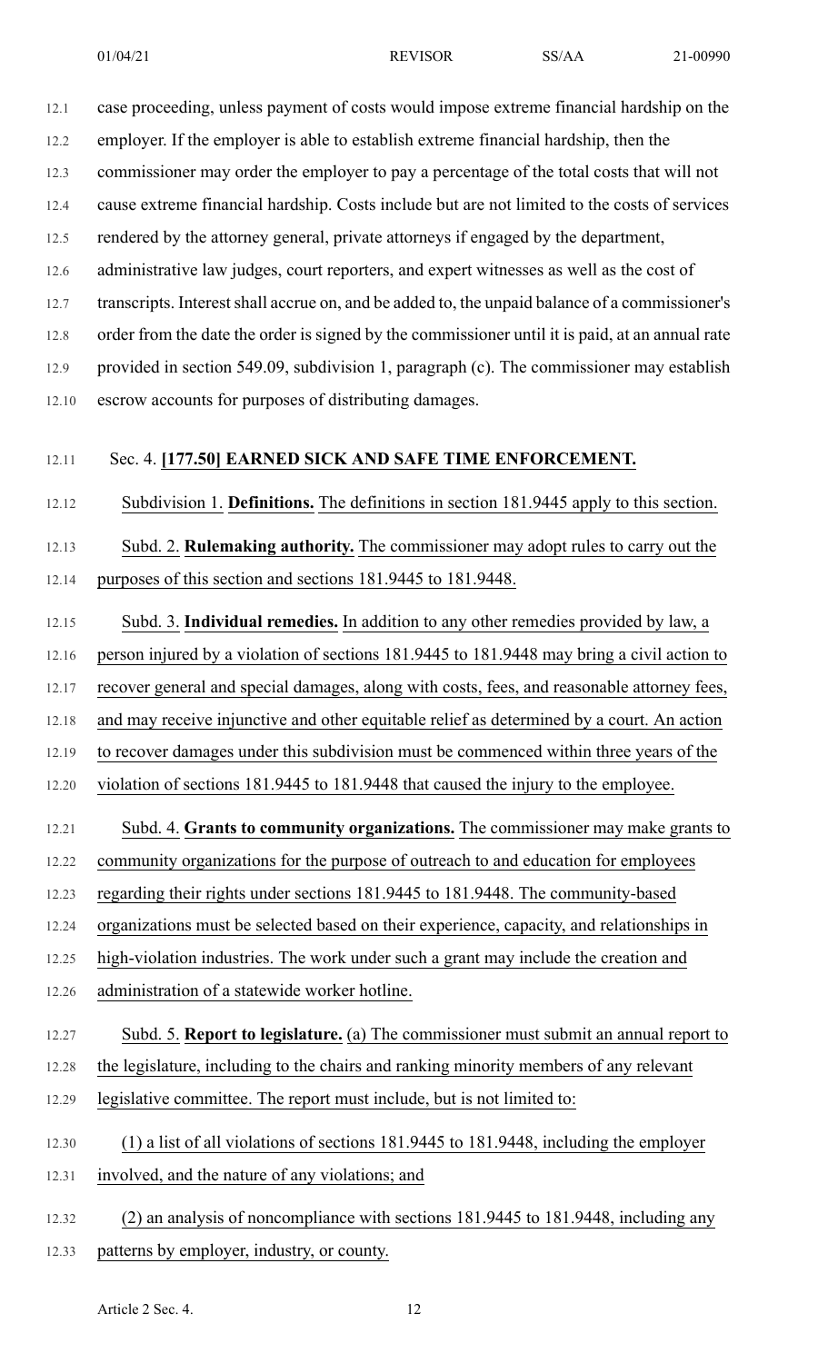case proceeding, unless payment of costs would impose extreme financial hardship on the employer. If the employer is able to establish extreme financial hardship, then the commissioner may order the employer to pay a percentage of the total costs that will not cause extreme financial hardship. Costs include but are not limited to the costs of services rendered by the attorney general, private attorneys if engaged by the department, administrative law judges, court reporters, and expert witnesses as well as the cost of transcripts. Interest shall accrue on, and be added to, the unpaid balance of a commissioner's order from the date the order is signed by the commissioner until it is paid, at an annual rate provided in section 549.09, subdivision 1, paragraph (c). The commissioner may establish escrow accounts for purposes of distributing damages.

Sec. 4. **[177.50] EARNED SICK AND SAFE TIME ENFORCEMENT.**

Subdivision 1. **Definitions.** The definitions in section 181.9445 apply to this section.

Subd. 2. **Rulemaking authority.** The commissioner may adopt rules to carry out the purposes of this section and sections 181.9445 to 181.9448.

Subd. 3. **Individual remedies.** In addition to any other remedies provided by law, a person injured by a violation of sections 181.9445 to 181.9448 may bring a civil action to recover general and special damages, along with costs, fees, and reasonable attorney fees, and may receive injunctive and other equitable relief as determined by a court. An action to recover damages under this subdivision must be commenced within three years of the violation of sections 181.9445 to 181.9448 that caused the injury to the employee.

Subd. 4. **Grants to community organizations.** The commissioner may make grants to community organizations for the purpose of outreach to and education for employees regarding their rights under sections 181.9445 to 181.9448. The community-based organizations must be selected based on their experience, capacity, and relationships in high-violation industries. The work under such a grant may include the creation and administration of a statewide worker hotline.

Subd. 5. **Report to legislature.** (a) The commissioner must submit an annual report to the legislature, including to the chairs and ranking minority members of any relevant legislative committee. The report must include, but is not limited to:

(1) a list of all violations of sections 181.9445 to 181.9448, including the employer involved, and the nature of any violations; and

(2) an analysis of noncompliance with sections 181.9445 to 181.9448, including any patterns by employer, industry, or county.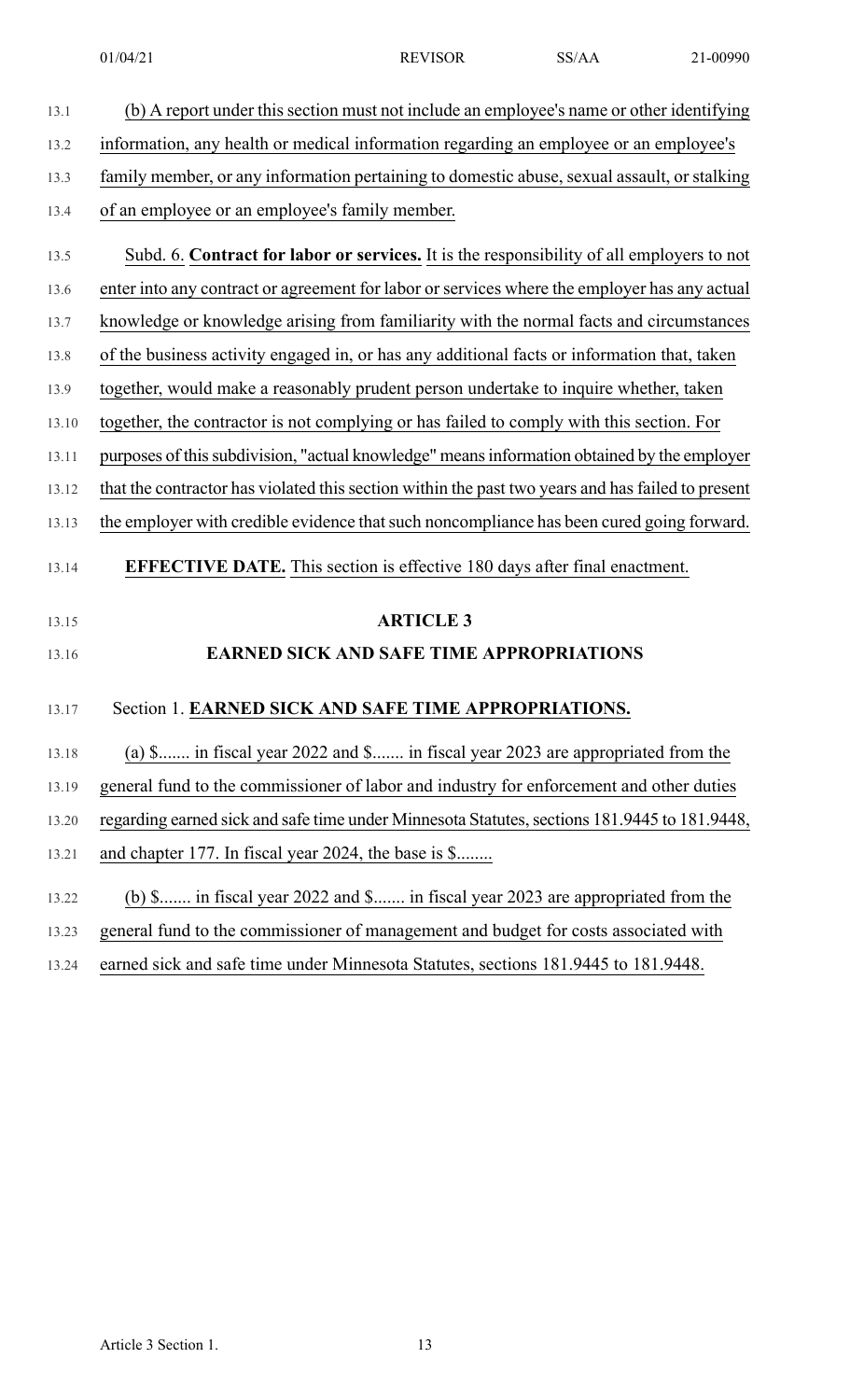(b) A report under this section must not include an employee's name or other identifying information, any health or medical information regarding an employee or an employee's family member, or any information pertaining to domestic abuse, sexual assault, or stalking of an employee or an employee's family member.

Subd. 6. **Contract for labor or services.** It is the responsibility of all employers to not enter into any contract or agreement for labor or services where the employer has any actual knowledge or knowledge arising from familiarity with the normal facts and circumstances of the business activity engaged in, or has any additional facts or information that, taken together, would make a reasonably prudent person undertake to inquire whether, taken together, the contractor is not complying or has failed to comply with this section. For purposes of this subdivision, "actual knowledge" means information obtained by the employer that the contractor has violated this section within the past two years and has failed to present the employer with credible evidence that such noncompliance has been cured going forward.

**EFFECTIVE DATE.** This section is effective 180 days after final enactment.

## ARTICLE 3

## EARNED SICK AND SAFE TIME APPROPRIATIONS

Section 1. **EARNED SICK AND SAFE TIME APPROPRIATIONS.**

(a) $....... in fiscal year 2022 and $....... in fiscal year 2023 are appropriated from the general fund to the commissioner of labor and industry for enforcement and other duties regarding earned sick and safe time under Minnesota Statutes, sections 181.9445 to 181.9448, and chapter 177. In fiscal year 2024, the base is $........

(b) $....... in fiscal year 2022 and $....... in fiscal year 2023 are appropriated from the general fund to the commissioner of management and budget for costs associated with earned sick and safe time under Minnesota Statutes, sections 181.9445 to 181.9448.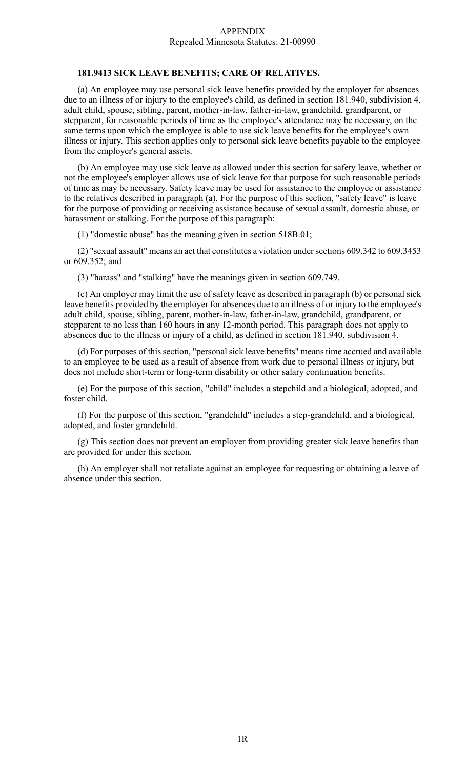APPENDIX
Repealed Minnesota Statutes: 21-00990

**181.9413 SICK LEAVE BENEFITS; CARE OF RELATIVES.**

(a) An employee may use personal sick leave benefits provided by the employer for absences due to an illness of or injury to the employee's child, as defined in section 181.940, subdivision 4, adult child, spouse, sibling, parent, mother-in-law, father-in-law, grandchild, grandparent, or stepparent, for reasonable periods of time as the employee's attendance may be necessary, on the same terms upon which the employee is able to use sick leave benefits for the employee's own illness or injury. This section applies only to personal sick leave benefits payable to the employee from the employer's general assets.

(b) An employee may use sick leave as allowed under this section for safety leave, whether or not the employee's employer allows use of sick leave for that purpose for such reasonable periods of time as may be necessary. Safety leave may be used for assistance to the employee or assistance to the relatives described in paragraph (a). For the purpose of this section, "safety leave" is leave for the purpose of providing or receiving assistance because of sexual assault, domestic abuse, or harassment or stalking. For the purpose of this paragraph:

(1) "domestic abuse" has the meaning given in section 518B.01;

(2) "sexual assault" means an act that constitutes a violation under sections 609.342 to 609.3453 or 609.352; and

(3) "harass" and "stalking" have the meanings given in section 609.749.

(c) An employer may limit the use of safety leave as described in paragraph (b) or personal sick leave benefits provided by the employer for absences due to an illness of or injury to the employee's adult child, spouse, sibling, parent, mother-in-law, father-in-law, grandchild, grandparent, or stepparent to no less than 160 hours in any 12-month period. This paragraph does not apply to absences due to the illness or injury of a child, as defined in section 181.940, subdivision 4.

(d) For purposes of this section, "personal sick leave benefits" means time accrued and available to an employee to be used as a result of absence from work due to personal illness or injury, but does not include short-term or long-term disability or other salary continuation benefits.

(e) For the purpose of this section, "child" includes a stepchild and a biological, adopted, and foster child.

(f) For the purpose of this section, "grandchild" includes a step-grandchild, and a biological, adopted, and foster grandchild.

(g) This section does not prevent an employer from providing greater sick leave benefits than are provided for under this section.

(h) An employer shall not retaliate against an employee for requesting or obtaining a leave of absence under this section.